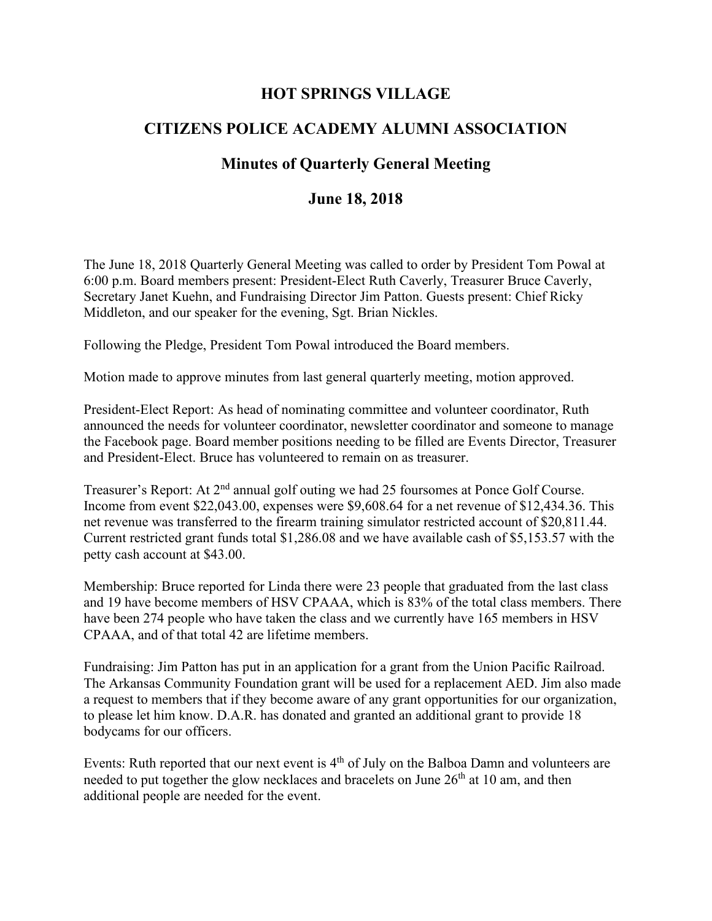# HOT SPRINGS VILLAGE

## CITIZENS POLICE ACADEMY ALUMNI ASSOCIATION

### Minutes of Quarterly General Meeting

### June 18, 2018

The June 18, 2018 Quarterly General Meeting was called to order by President Tom Powal at 6:00 p.m. Board members present: President-Elect Ruth Caverly, Treasurer Bruce Caverly, Secretary Janet Kuehn, and Fundraising Director Jim Patton. Guests present: Chief Ricky Middleton, and our speaker for the evening, Sgt. Brian Nickles.

Following the Pledge, President Tom Powal introduced the Board members.

Motion made to approve minutes from last general quarterly meeting, motion approved.

President-Elect Report: As head of nominating committee and volunteer coordinator, Ruth announced the needs for volunteer coordinator, newsletter coordinator and someone to manage the Facebook page. Board member positions needing to be filled are Events Director, Treasurer and President-Elect. Bruce has volunteered to remain on as treasurer.

Treasurer's Report: At 2nd annual golf outing we had 25 foursomes at Ponce Golf Course. Income from event $22,043.00, expenses were $9,608.64 for a net revenue of $12,434.36. This net revenue was transferred to the firearm training simulator restricted account of $20,811.44. Current restricted grant funds total $1,286.08 and we have available cash of $5,153.57 with the petty cash account at $43.00.

Membership: Bruce reported for Linda there were 23 people that graduated from the last class and 19 have become members of HSV CPAAA, which is 83% of the total class members. There have been 274 people who have taken the class and we currently have 165 members in HSV CPAAA, and of that total 42 are lifetime members.

Fundraising: Jim Patton has put in an application for a grant from the Union Pacific Railroad. The Arkansas Community Foundation grant will be used for a replacement AED. Jim also made a request to members that if they become aware of any grant opportunities for our organization, to please let him know. D.A.R. has donated and granted an additional grant to provide 18 bodycams for our officers.

Events: Ruth reported that our next event is 4th of July on the Balboa Damn and volunteers are needed to put together the glow necklaces and bracelets on June 26th at 10 am, and then additional people are needed for the event.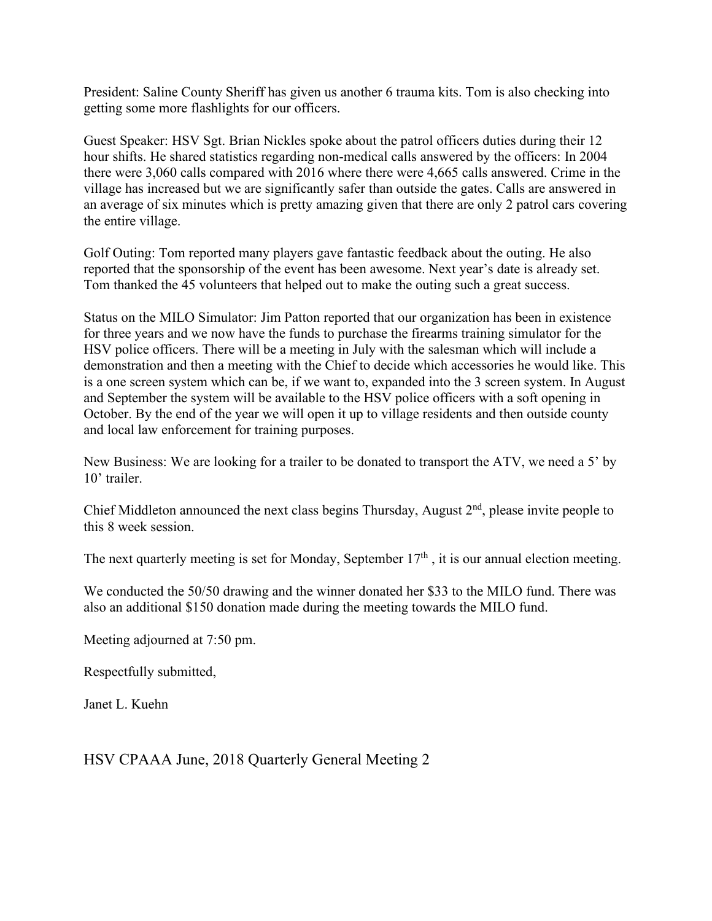President: Saline County Sheriff has given us another 6 trauma kits. Tom is also checking into getting some more flashlights for our officers.

Guest Speaker: HSV Sgt. Brian Nickles spoke about the patrol officers duties during their 12 hour shifts. He shared statistics regarding non-medical calls answered by the officers: In 2004 there were 3,060 calls compared with 2016 where there were 4,665 calls answered. Crime in the village has increased but we are significantly safer than outside the gates. Calls are answered in an average of six minutes which is pretty amazing given that there are only 2 patrol cars covering the entire village.

Golf Outing: Tom reported many players gave fantastic feedback about the outing. He also reported that the sponsorship of the event has been awesome. Next year's date is already set. Tom thanked the 45 volunteers that helped out to make the outing such a great success.

Status on the MILO Simulator: Jim Patton reported that our organization has been in existence for three years and we now have the funds to purchase the firearms training simulator for the HSV police officers. There will be a meeting in July with the salesman which will include a demonstration and then a meeting with the Chief to decide which accessories he would like. This is a one screen system which can be, if we want to, expanded into the 3 screen system. In August and September the system will be available to the HSV police officers with a soft opening in October. By the end of the year we will open it up to village residents and then outside county and local law enforcement for training purposes.

New Business: We are looking for a trailer to be donated to transport the ATV, we need a 5' by 10' trailer.

Chief Middleton announced the next class begins Thursday, August 2nd, please invite people to this 8 week session.

The next quarterly meeting is set for Monday, September 17th , it is our annual election meeting.

We conducted the 50/50 drawing and the winner donated her $33 to the MILO fund. There was also an additional $150 donation made during the meeting towards the MILO fund.

Meeting adjourned at 7:50 pm.

Respectfully submitted,

Janet L. Kuehn